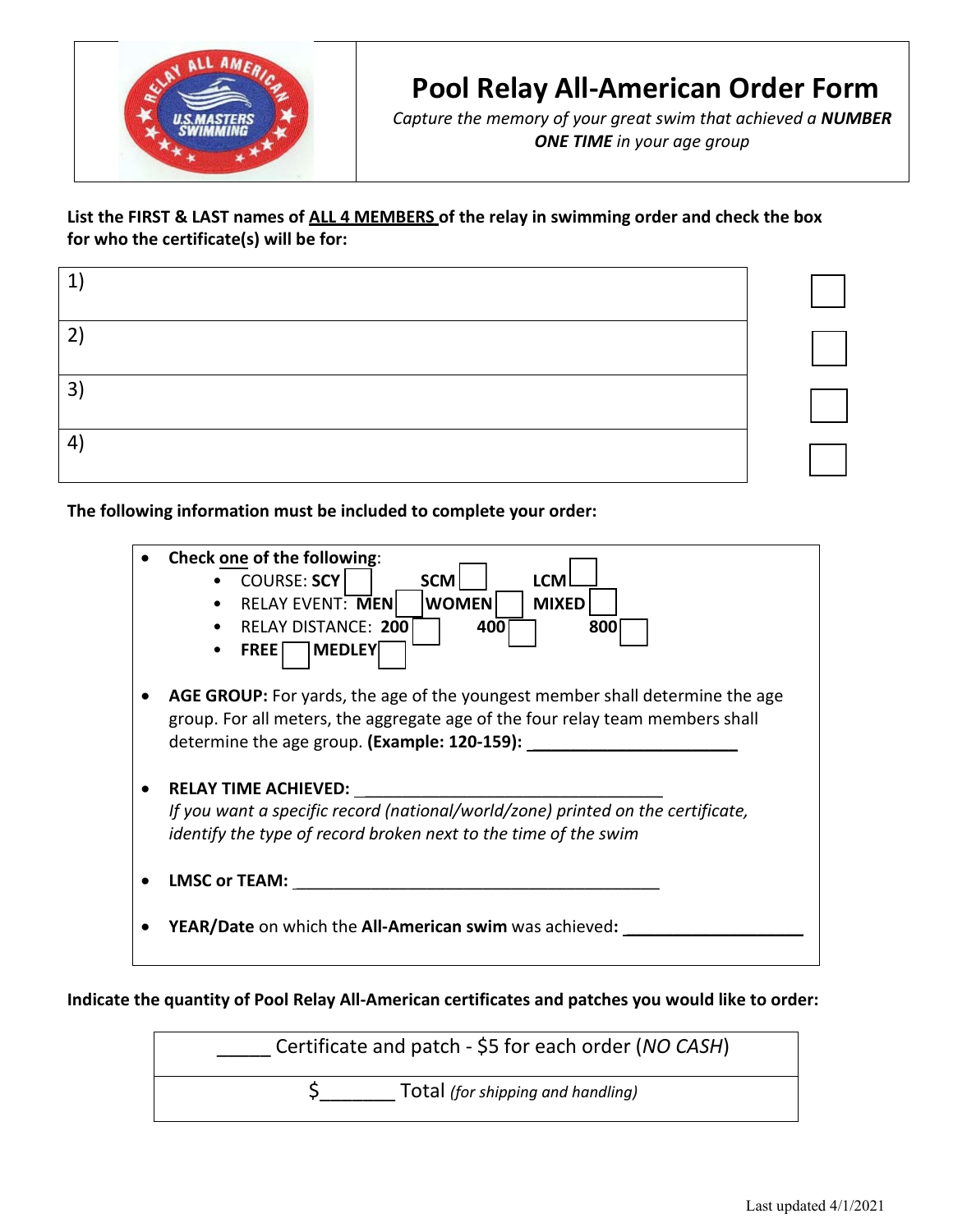# Pool Relay All-American Order Form

*Capture the memory of your great swim that achieved a* ***NUMBER ONE TIME*** *in your age group*

**List the FIRST & LAST names of ALL 4 MEMBERS of the relay in swimming order and check the box for who the certificate(s) will be for:**

| | |
|---|---|
| 1) | ☐ |
| 2) | ☐ |
| 3) | ☐ |
| 4) | ☐ |

**The following information must be included to complete your order:**

- **Check one of the following**:
  - COURSE: **SCY** ☐ **SCM** ☐ **LCM** ☐
  - RELAY EVENT: **MEN** ☐ **WOMEN** ☐ **MIXED** ☐
  - RELAY DISTANCE: **200** ☐ **400** ☐ **800** ☐
  - **FREE** ☐ **MEDLEY** ☐
- **AGE GROUP:** For yards, the age of the youngest member shall determine the age group. For all meters, the aggregate age of the four relay team members shall determine the age group. **(Example: 120-159): ______________________**
- **RELAY TIME ACHIEVED:** ________________________________
  *If you want a specific record (national/world/zone) printed on the certificate, identify the type of record broken next to the time of the swim*
- **LMSC or TEAM:** ______________________________________
- **YEAR/Date** on which the **All-American swim** was achieved**: ___________________**

**Indicate the quantity of Pool Relay All-American certificates and patches you would like to order:**

| |
|---|
| _____ Certificate and patch - $5 for each order (*NO CASH*) |
| $_______ Total *(for shipping and handling)* |

Last updated 4/1/2021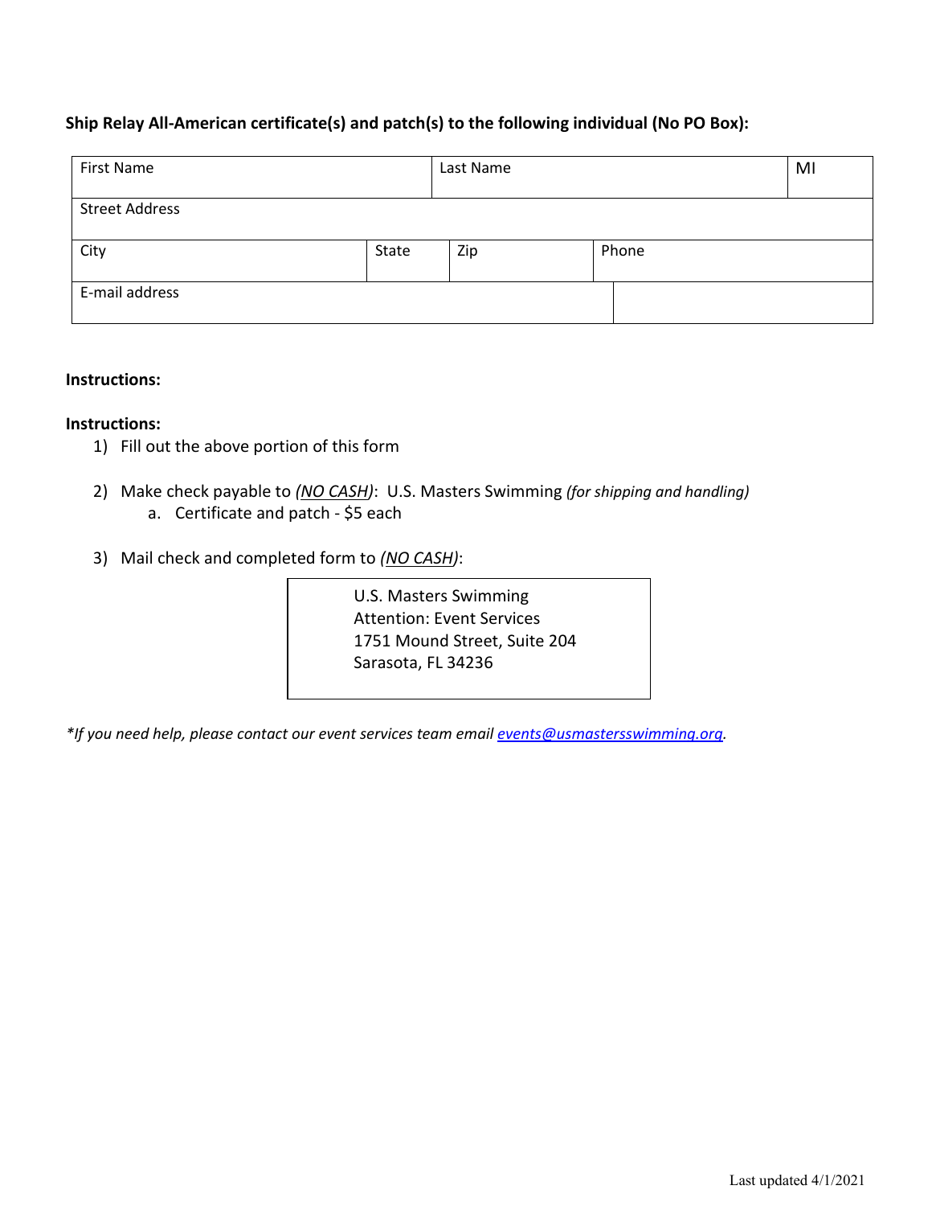**Ship Relay All-American certificate(s) and patch(s) to the following individual (No PO Box):**

| | | | | |
|---|---|---|---|---|
| First Name | | Last Name | | MI |
| Street Address | | | | |
| City | State | Zip | Phone | |
| E-mail address | | | | |

**Instructions:**

**Instructions:**

1) Fill out the above portion of this form

2) Make check payable to *(NO CASH)*: U.S. Masters Swimming *(for shipping and handling)*
   a. Certificate and patch - $5 each

3) Mail check and completed form to *(NO CASH)*:

   U.S. Masters Swimming
   Attention: Event Services
   1751 Mound Street, Suite 204
   Sarasota, FL 34236

*\*If you need help, please contact our event services team email events@usmastersswimming.org.*

Last updated 4/1/2021